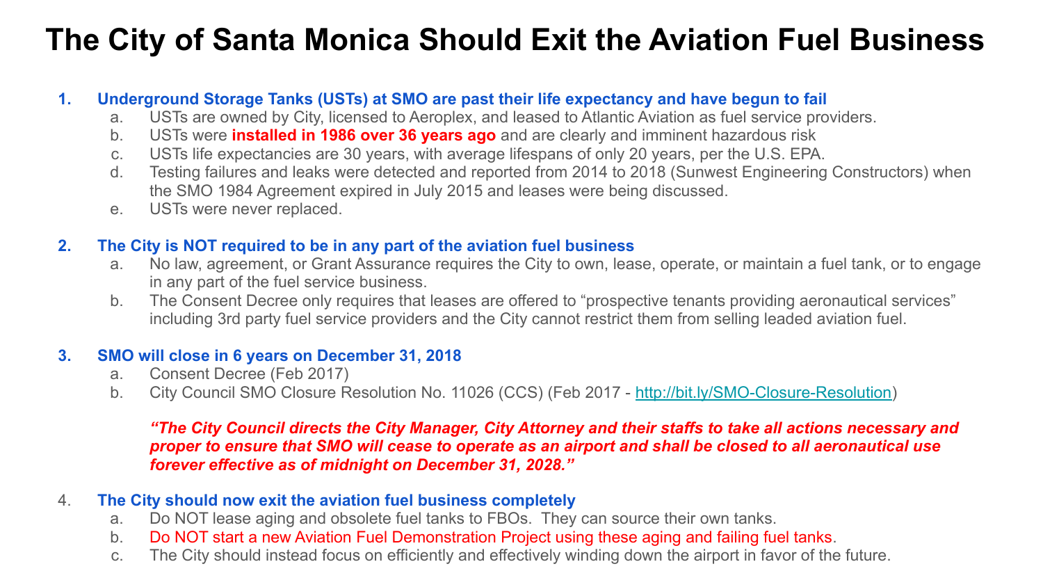# The City of Santa Monica Should Exit the Aviation Fuel Business

1. **Underground Storage Tanks (USTs) at SMO are past their life expectancy and have begun to fail**
    a. USTs are owned by City, licensed to Aeroplex, and leased to Atlantic Aviation as fuel service providers.
    b. USTs were **installed in 1986 over 36 years ago** and are clearly and imminent hazardous risk
    c. USTs life expectancies are 30 years, with average lifespans of only 20 years, per the U.S. EPA.
    d. Testing failures and leaks were detected and reported from 2014 to 2018 (Sunwest Engineering Constructors) when the SMO 1984 Agreement expired in July 2015 and leases were being discussed.
    e. USTs were never replaced.

2. **The City is NOT required to be in any part of the aviation fuel business**
    a. No law, agreement, or Grant Assurance requires the City to own, lease, operate, or maintain a fuel tank, or to engage in any part of the fuel service business.
    b. The Consent Decree only requires that leases are offered to "prospective tenants providing aeronautical services" including 3rd party fuel service providers and the City cannot restrict them from selling leaded aviation fuel.

3. **SMO will close in 6 years on December 31, 2018**
    a. Consent Decree (Feb 2017)
    b. City Council SMO Closure Resolution No. 11026 (CCS) (Feb 2017 - [http://bit.ly/SMO-Closure-Resolution](http://bit.ly/SMO-Closure-Resolution))

    ***"The City Council directs the City Manager, City Attorney and their staffs to take all actions necessary and proper to ensure that SMO will cease to operate as an airport and shall be closed to all aeronautical use forever effective as of midnight on December 31, 2028."***

4. **The City should now exit the aviation fuel business completely**
    a. Do NOT lease aging and obsolete fuel tanks to FBOs. They can source their own tanks.
    b. Do NOT start a new Aviation Fuel Demonstration Project using these aging and failing fuel tanks.
    c. The City should instead focus on efficiently and effectively winding down the airport in favor of the future.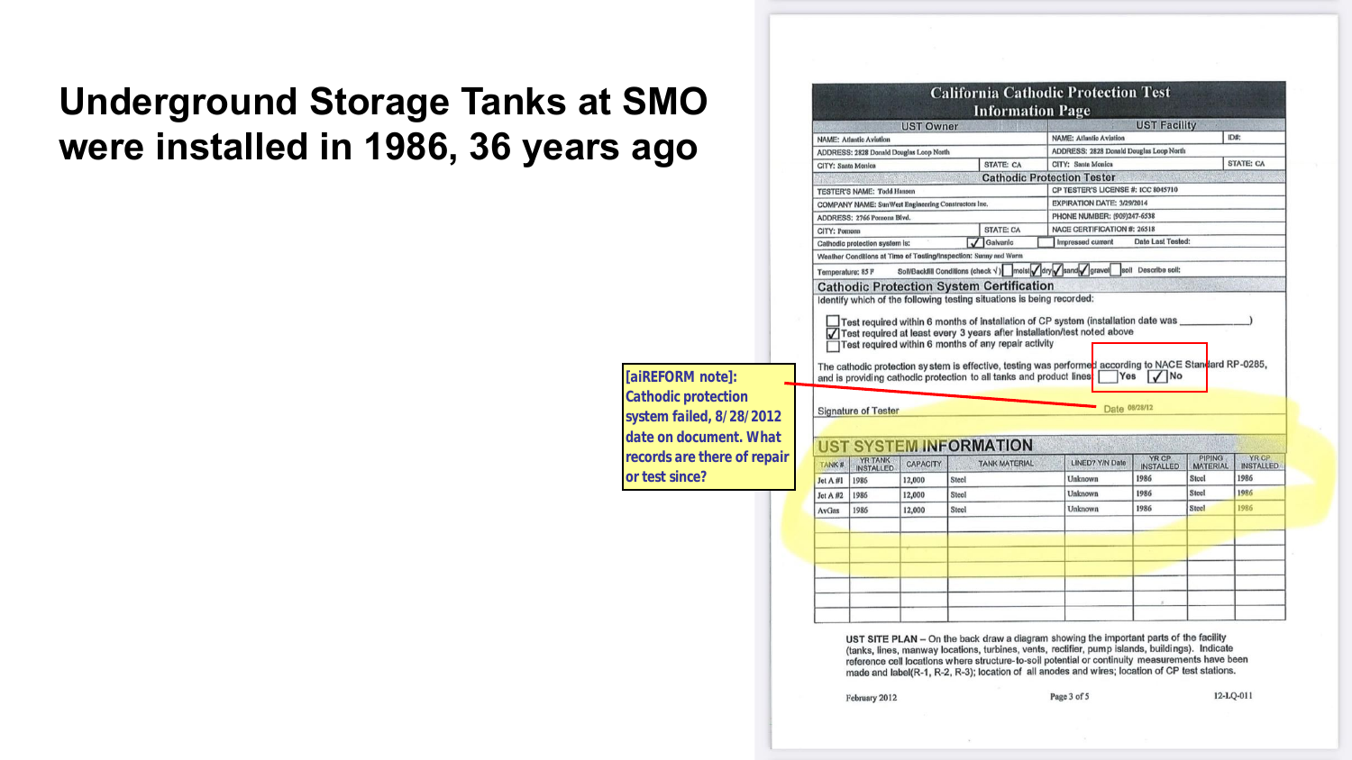# Underground Storage Tanks at SMO were installed in 1986, 36 years ago

[aiREFORM note]: Cathodic protection system failed, 8/28/2012 date on document. What records are there of repair or test since?

## California Cathodic Protection Test Information Page

| UST Owner | | UST Facility | |
|---|---|---|---|
| NAME: Atlantic Aviation | | NAME: Atlantic Aviation | ID#: |
| ADDRESS: 2828 Donald Douglas Loop North | | ADDRESS: 2828 Donald Douglas Loop North | |
| CITY: Santa Monica | STATE: CA | CITY: Santa Monica | STATE: CA |

### Cathodic Protection Tester

| | |
|---|---|
| TESTER'S NAME: Todd Hanson | CP TESTER'S LICENSE #: ICC 8045710 |
| COMPANY NAME: SunWest Engineering Constructors Inc. | EXPIRATION DATE: 3/29/2014 |
| ADDRESS: 2766 Pomona Blvd. | PHONE NUMBER: (909)247-6538 |
| CITY: Pomona STATE: CA | NACE CERTIFICATION #: 26518 |
| Cathodic protection system is: ☑ Galvanic ☐ Impressed current | Date Last Tested: |

Weather Conditions at Time of Testing/Inspection: Sunny and Warm

Temperature: 85 F Soil/Backfill Conditions (check √) ☐ moist ☑ dry ☑ sand ☑ gravel ☐ soil Describe soil:

### Cathodic Protection System Certification

Identify which of the following testing situations is being recorded:

- ☐ Test required within 6 months of installation of CP system (installation date was ____________)
- ☑ Test required at least every 3 years after installation/test noted above
- ☐ Test required within 6 months of any repair activity

The cathodic protection system is effective, testing was performed according to NACE Standard RP-0285, and is providing cathodic protection to all tanks and product lines ☐ Yes ☑ No

Signature of Tester Date 08/28/12

### UST SYSTEM INFORMATION

| TANK # | YR TANK INSTALLED | CAPACITY | TANK MATERIAL | LINED? Y/N Date | YR CP INSTALLED | PIPING MATERIAL | YR CP INSTALLED |
|---|---|---|---|---|---|---|---|
| Jet A #1 | 1986 | 12,000 | Steel | Unknown | 1986 | Steel | 1986 |
| Jet A #2 | 1986 | 12,000 | Steel | Unknown | 1986 | Steel | 1986 |
| AvGas | 1986 | 12,000 | Steel | Unknown | 1986 | Steel | 1986 |

UST SITE PLAN – On the back draw a diagram showing the important parts of the facility (tanks, lines, manway locations, turbines, vents, rectifier, pump islands, buildings). Indicate reference cell locations where structure-to-soil potential or continuity measurements have been made and label(R-1, R-2, R-3); location of all anodes and wires; location of CP test stations.

February 2012 Page 3 of 5 12-LQ-011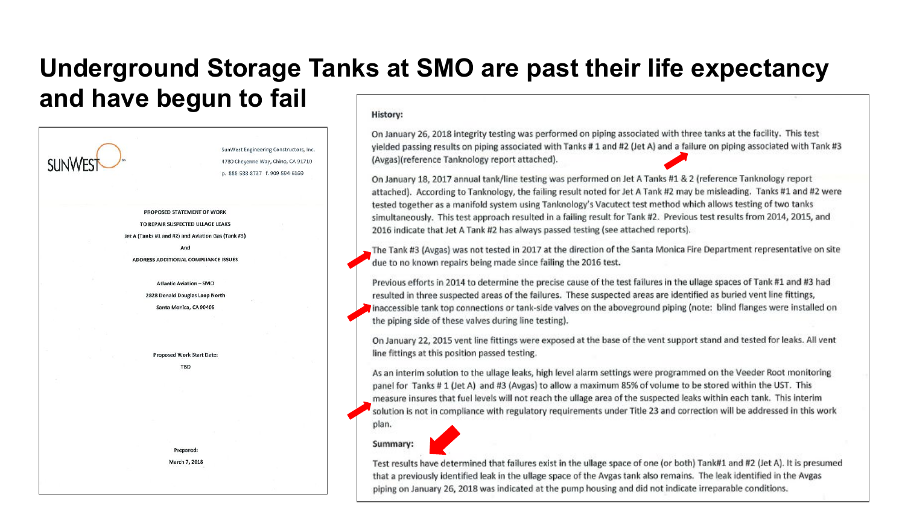# Underground Storage Tanks at SMO are past their life expectancy and have begun to fail

SUNWEST

SunWest Engineering Constructors, Inc.
4780 Cheyenne Way, Chino, CA 91710
p. 888-588-8737 f. 909-594-6160

PROPOSED STATEMENT OF WORK
TO REPAIR SUSPECTED ULLAGE LEAKS
Jet A (Tanks #1 and #2) and Aviation Gas (Tank #3)
And
ADDRESS ADDITIONAL COMPLIANCE ISSUES

Atlantic Aviation – SMO
2828 Donald Douglas Loop North
Santa Monica, CA 90405

Proposed Work Start Date:
TBD

Prepared:
March 7, 2018

**History:**

On January 26, 2018 integrity testing was performed on piping associated with three tanks at the facility. This test yielded passing results on piping associated with Tanks # 1 and #2 (Jet A) and a failure on piping associated with Tank #3 (Avgas)(reference Tanknology report attached).

On January 18, 2017 annual tank/line testing was performed on Jet A Tanks #1 & 2 (reference Tanknology report attached). According to Tanknology, the failing result noted for Jet A Tank #2 may be misleading. Tanks #1 and #2 were tested together as a manifold system using Tanknology's Vacutect test method which allows testing of two tanks simultaneously. This test approach resulted in a failing result for Tank #2. Previous test results from 2014, 2015, and 2016 indicate that Jet A Tank #2 has always passed testing (see attached reports).

The Tank #3 (Avgas) was not tested in 2017 at the direction of the Santa Monica Fire Department representative on site due to no known repairs being made since failing the 2016 test.

Previous efforts in 2014 to determine the precise cause of the test failures in the ullage spaces of Tank #1 and #3 had resulted in three suspected areas of the failures. These suspected areas are identified as buried vent line fittings, inaccessible tank top connections or tank-side valves on the aboveground piping (note: blind flanges were installed on the piping side of these valves during line testing).

On January 22, 2015 vent line fittings were exposed at the base of the vent support stand and tested for leaks. All vent line fittings at this position passed testing.

As an interim solution to the ullage leaks, high level alarm settings were programmed on the Veeder Root monitoring panel for Tanks # 1 (Jet A) and #3 (Avgas) to allow a maximum 85% of volume to be stored within the UST. This measure insures that fuel levels will not reach the ullage area of the suspected leaks within each tank. This interim solution is not in compliance with regulatory requirements under Title 23 and correction will be addressed in this work plan.

**Summary:**

Test results have determined that failures exist in the ullage space of one (or both) Tank#1 and #2 (Jet A). It is presumed that a previously identified leak in the ullage space of the Avgas tank also remains. The leak identified in the Avgas piping on January 26, 2018 was indicated at the pump housing and did not indicate irreparable conditions.